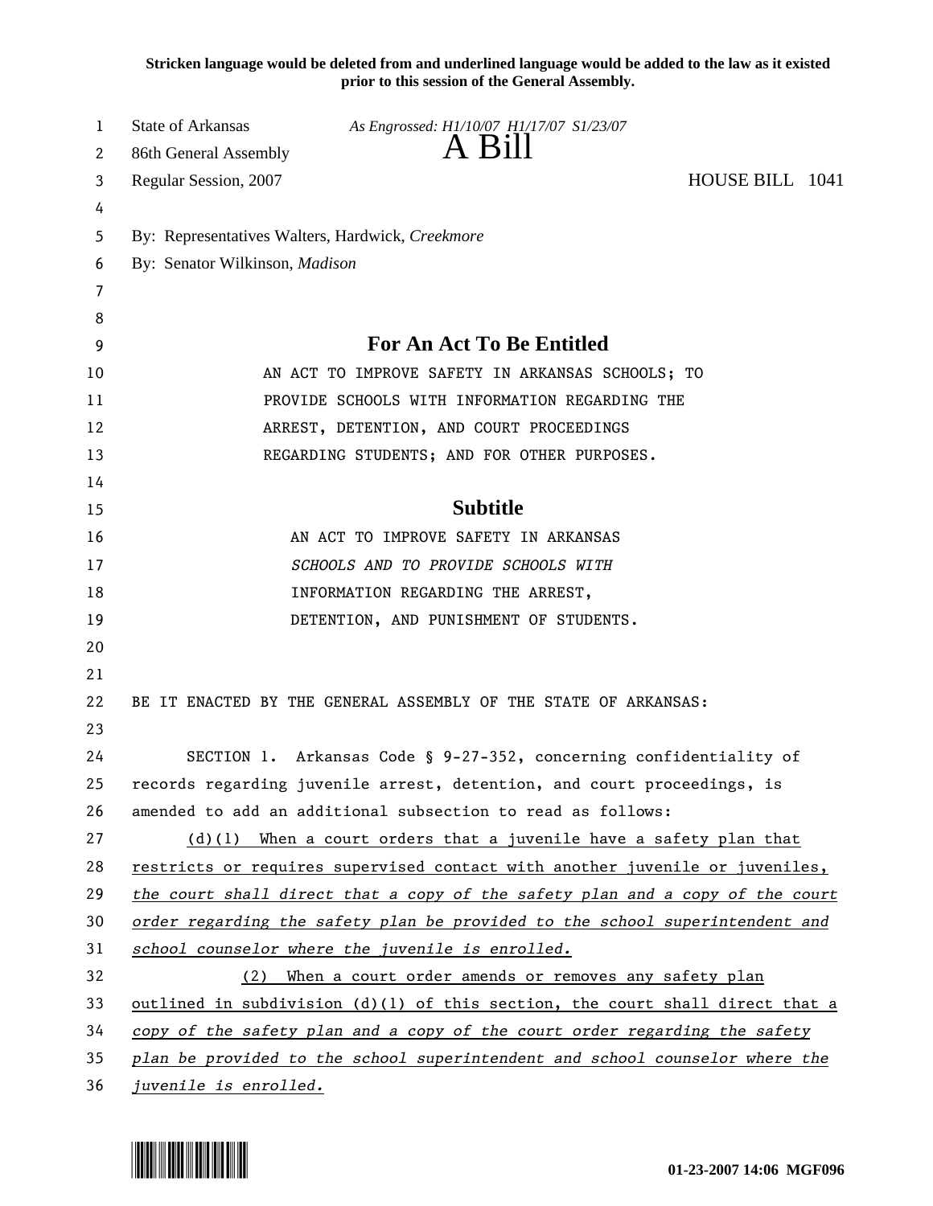**Stricken language would be deleted from and underlined language would be added to the law as it existed prior to this session of the General Assembly.**

State of Arkansas *As Engrossed: H1/10/07 H1/17/07 S1/23/07*
86th General Assembly **A Bill**
Regular Session, 2007 HOUSE BILL 1041

By: Representatives Walters, Hardwick, *Creekmore*
By: Senator Wilkinson, *Madison*

## For An Act To Be Entitled

AN ACT TO IMPROVE SAFETY IN ARKANSAS SCHOOLS; TO PROVIDE SCHOOLS WITH INFORMATION REGARDING THE ARREST, DETENTION, AND COURT PROCEEDINGS REGARDING STUDENTS; AND FOR OTHER PURPOSES.

## Subtitle

AN ACT TO IMPROVE SAFETY IN ARKANSAS *SCHOOLS AND TO PROVIDE SCHOOLS WITH* INFORMATION REGARDING THE ARREST, DETENTION, AND PUNISHMENT OF STUDENTS.

BE IT ENACTED BY THE GENERAL ASSEMBLY OF THE STATE OF ARKANSAS:

SECTION 1. Arkansas Code § 9-27-352, concerning confidentiality of records regarding juvenile arrest, detention, and court proceedings, is amended to add an additional subsection to read as follows:

(d)(1) When a court orders that a juvenile have a safety plan that restricts or requires supervised contact with another juvenile or juveniles, *the court shall direct that a copy of the safety plan and a copy of the court order regarding the safety plan be provided to the school superintendent and school counselor where the juvenile is enrolled.*

(2) When a court order amends or removes any safety plan outlined in subdivision (d)(1) of this section, the court shall direct that a *copy of the safety plan and a copy of the court order regarding the safety plan be provided to the school superintendent and school counselor where the juvenile is enrolled.*

**01-23-2007 14:06 MGF096**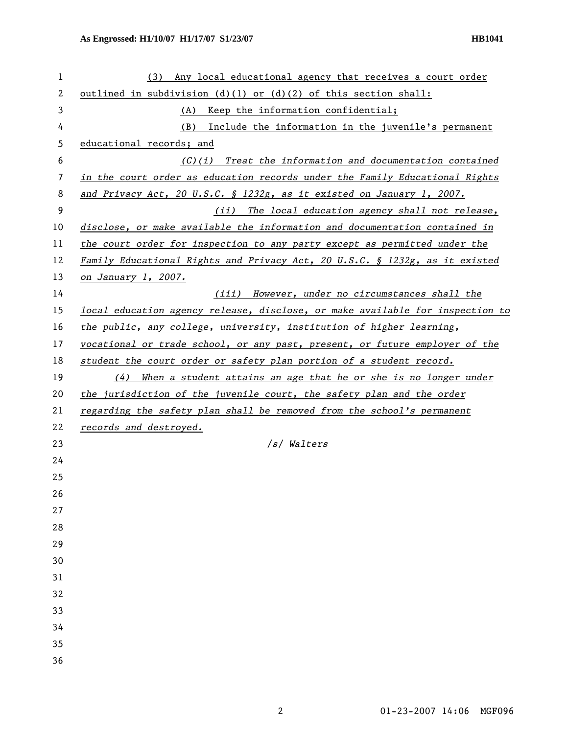(3) Any local educational agency that receives a court order outlined in subdivision (d)(1) or (d)(2) of this section shall:

(A) Keep the information confidential;

(B) Include the information in the juvenile's permanent educational records; and

*(C)(i) Treat the information and documentation contained in the court order as education records under the Family Educational Rights and Privacy Act, 20 U.S.C. § 1232g, as it existed on January 1, 2007.*

*(ii) The local education agency shall not release, disclose, or make available the information and documentation contained in the court order for inspection to any party except as permitted under the Family Educational Rights and Privacy Act, 20 U.S.C. § 1232g, as it existed on January 1, 2007.*

*(iii) However, under no circumstances shall the local education agency release, disclose, or make available for inspection to the public, any college, university, institution of higher learning, vocational or trade school, or any past, present, or future employer of the student the court order or safety plan portion of a student record.*

*(4) When a student attains an age that he or she is no longer under the jurisdiction of the juvenile court, the safety plan and the order regarding the safety plan shall be removed from the school's permanent records and destroyed.*

*/s/ Walters*